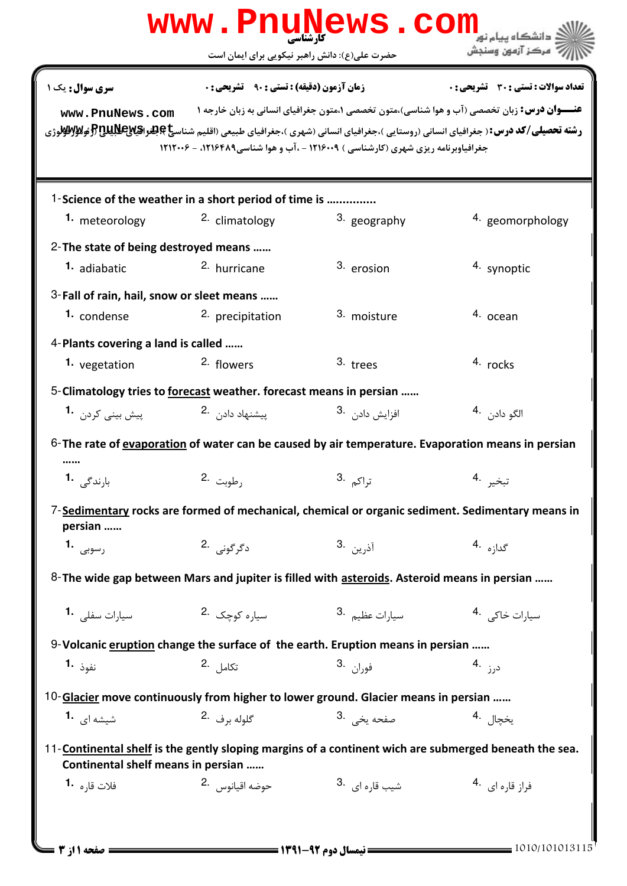کارشناسی

حضرت علی(ع): دانش راهبر نیکویی برای ایمان است

**تعداد سوالات : تستی : ۳۰ تشریحی : ۰** **زمان آزمون (دقیقه) : تستی : ۹۰ تشریحی : ۰** **سری سوال :** یک ۱

**عنـــوان درس:** زبان تخصصی (آب و هوا شناسی)،متون تخصصی ۱،متون جغرافیای انسانی به زبان خارجه ۱

**رشته تحصیلی/کد درس:** ( جغرافیای انسانی (روستایی )،جغرافیای انسانی (شهری )،جغرافیای طبیعی (اقلیم شناسی )،جغرافیای طبیعی (ژئومورفولوژی) جغرافیاوبرنامه ریزی شهری (کارشناسی ) ۱۲۱۶۰۰۹ - ،آب و هوا شناسی۱۲۱۶۴۸۹، - ۱۲۱۲۰۰۶

1- **Science of the weather in a short period of time is ..............**

1. meteorology
2. climatology
3. geography
4. geomorphology

2- **The state of being destroyed means ......**

1. adiabatic
2. hurricane
3. erosion
4. synoptic

3- **Fall of rain, hail, snow or sleet means ......**

1. condense
2. precipitation
3. moisture
4. ocean

4- **Plants covering a land is called ......**

1. vegetation
2. flowers
3. trees
4. rocks

5- **Climatology tries to forecast weather. forecast means in persian ......**

1. پیش بینی کردن
2. پیشنهاد دادن
3. افزایش دادن
4. الگو دادن

6- **The rate of evaporation of water can be caused by air temperature. Evaporation means in persian ......**

1. بارندگی
2. رطوبت
3. تراکم
4. تبخیر

7- **Sedimentary rocks are formed of mechanical, chemical or organic sediment. Sedimentary means in persian ......**

1. رسوبی
2. دگرگونی
3. آذرین
4. گدازه

8- **The wide gap between Mars and jupiter is filled with asteroids. Asteroid means in persian ......**

1. سیارات سفلی
2. سیاره کوچک
3. سیارات عظیم
4. سیارات خاکی

9- **Volcanic eruption change the surface of the earth. Eruption means in persian ......**

1. نفوذ
2. تکامل
3. فوران
4. درز

10- **Glacier move continuously from higher to lower ground. Glacier means in persian ......**

1. شیشه ای
2. گلوله برف
3. صفحه یخی
4. یخچال

11- **Continental shelf is the gently sloping margins of a continent wich are submerged beneath the sea. Continental shelf means in persian ......**

1. فلات قاره
2. حوضه اقیانوس
3. شیب قاره ای
4. فراز قاره ای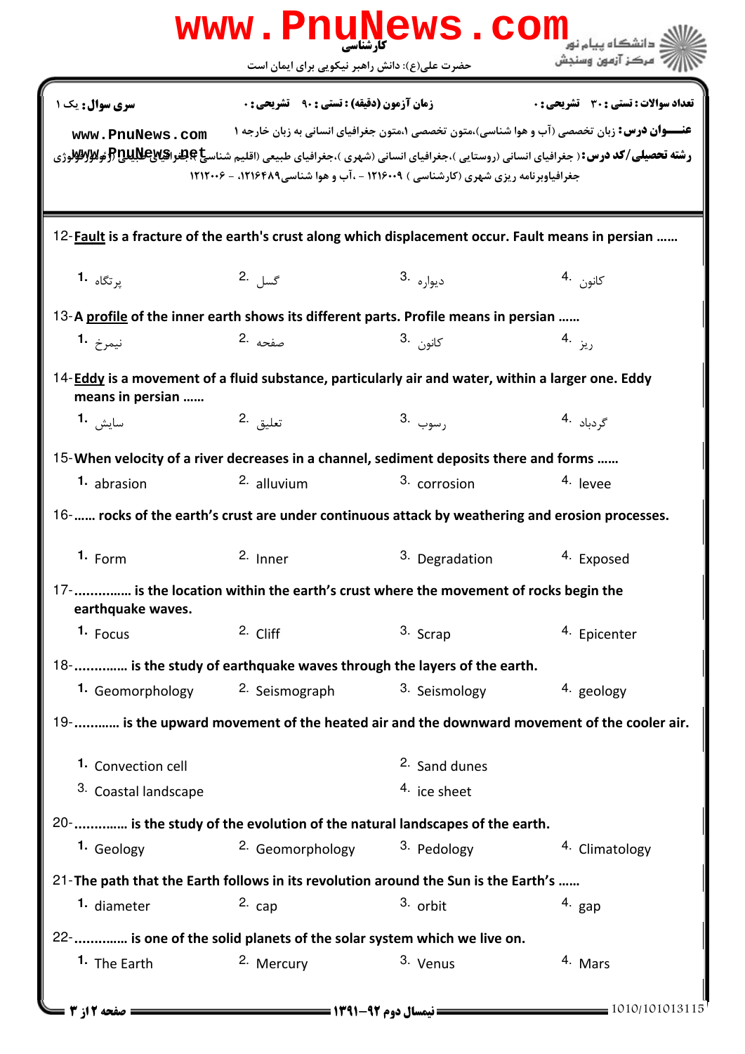**سری سوال:** یک ۱

**زمان آزمون (دقیقه) : تستی : ۹۰ تشریحی : ۰**

**تعداد سوالات : تستی : ۳۰ تشریحی : ۰**

**عنـــوان درس:** زبان تخصصی (آب و هوا شناسی)،متون تخصصی ۱،متون جغرافیای انسانی به زبان خارجه ۱

**رشته تحصیلی/کد درس:** ( جغرافیای انسانی (روستایی )،جغرافیای انسانی (شهری )،جغرافیای طبیعی (اقلیم شناسی )،جغرافیای طبیعی (ژئومورفولوژی جغرافیاوبرنامه ریزی شهری (کارشناسی ) ۱۲۱۶۰۰۹ - ،آب و هوا شناسی۱۲۱۶۴۸۹، - ۱۲۱۲۰۰۶

12- **Fault** is a fracture of the earth's crust along which displacement occur. Fault means in persian ……

1. پرتگاه
2. گسل
3. دیواره
4. کانون

13- A **profile** of the inner earth shows its different parts. Profile means in persian ……

1. نیمرخ
2. صفحه
3. کانون
4. ریز

14- **Eddy** is a movement of a fluid substance, particularly air and water, within a larger one. Eddy means in persian ……

1. سایش
2. تعلیق
3. رسوب
4. گردباد

15- When velocity of a river decreases in a channel, sediment deposits there and forms ……

1. abrasion
2. alluvium
3. corrosion
4. levee

16- …… rocks of the earth's crust are under continuous attack by weathering and erosion processes.

1. Form
2. Inner
3. Degradation
4. Exposed

17- …………… is the location within the earth's crust where the movement of rocks begin the earthquake waves.

1. Focus
2. Cliff
3. Scrap
4. Epicenter

18- ………….. is the study of earthquake waves through the layers of the earth.

1. Geomorphology
2. Seismograph
3. Seismology
4. geology

19- ………… is the upward movement of the heated air and the downward movement of the cooler air.

1. Convection cell
2. Sand dunes
3. Coastal landscape
4. ice sheet

20- ………….. is the study of the evolution of the natural landscapes of the earth.

1. Geology
2. Geomorphology
3. Pedology
4. Climatology

21- The path that the Earth follows in its revolution around the Sun is the Earth's ……

1. diameter
2. cap
3. orbit
4. gap

22- ………….. is one of the solid planets of the solar system which we live on.

1. The Earth
2. Mercury
3. Venus
4. Mars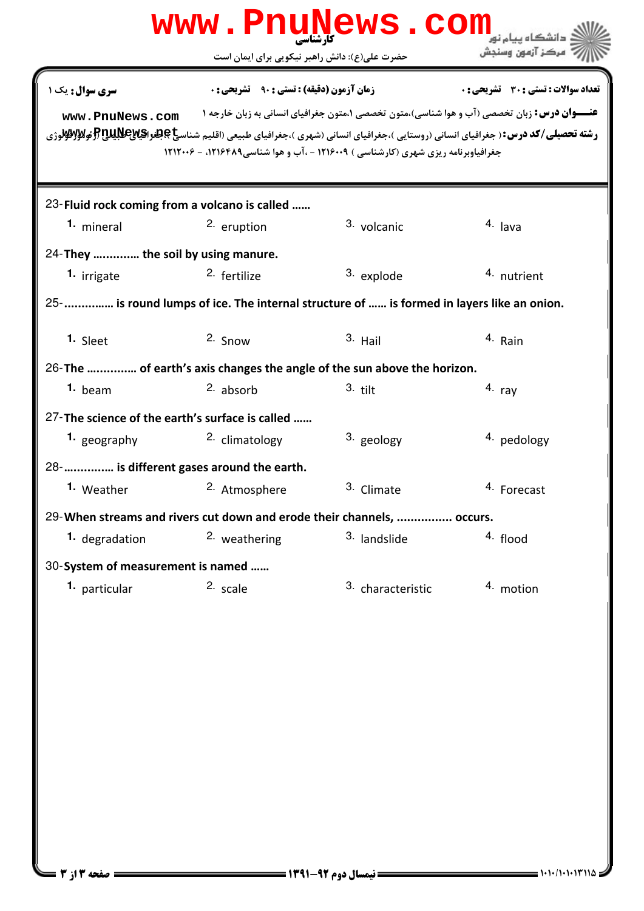کارشناسی

حضرت علی(ع): دانش راهبر نیکویی برای ایمان است

**سری سوال:** یک ۱ | **زمان آزمون (دقیقه) : تستی :** ۹۰ **تشریحی :** ۰ | **تعداد سوالات : تستی :** ۳۰ **تشریحی :** ۰

**عنـــوان درس:** زبان تخصصی (آب و هوا شناسی)،متون تخصصی ۱،متون جغرافیای انسانی به زبان خارجه ۱

**رشته تحصیلی/کد درس:** ( جغرافیای انسانی (روستایی )،جغرافیای انسانی (شهری )،جغرافیای طبیعی (اقلیم شناسی )،جغرافیای طبیعی (ژئومورفولوژی جغرافیاوبرنامه ریزی شهری (کارشناسی ) ۱۲۱۶۰۰۹ - ،آب و هوا شناسی۱۲۱۶۴۸۹، - ۱۲۱۲۰۰۶

23-**Fluid rock coming from a volcano is called ......**

1. mineral
2. eruption
3. volcanic
4. lava

24-**They .............. the soil by using manure.**

1. irrigate
2. fertilize
3. explode
4. nutrient

25-**............... is round lumps of ice. The internal structure of ...... is formed in layers like an onion.**

1. Sleet
2. Snow
3. Hail
4. Rain

26-**The ............... of earth's axis changes the angle of the sun above the horizon.**

1. beam
2. absorb
3. tilt
4. ray

27-**The science of the earth's surface is called ......**

1. geography
2. climatology
3. geology
4. pedology

28-**............... is different gases around the earth.**

1. Weather
2. Atmosphere
3. Climate
4. Forecast

29-**When streams and rivers cut down and erode their channels, ................ occurs.**

1. degradation
2. weathering
3. landslide
4. flood

30-**System of measurement is named ......**

1. particular
2. scale
3. characteristic
4. motion